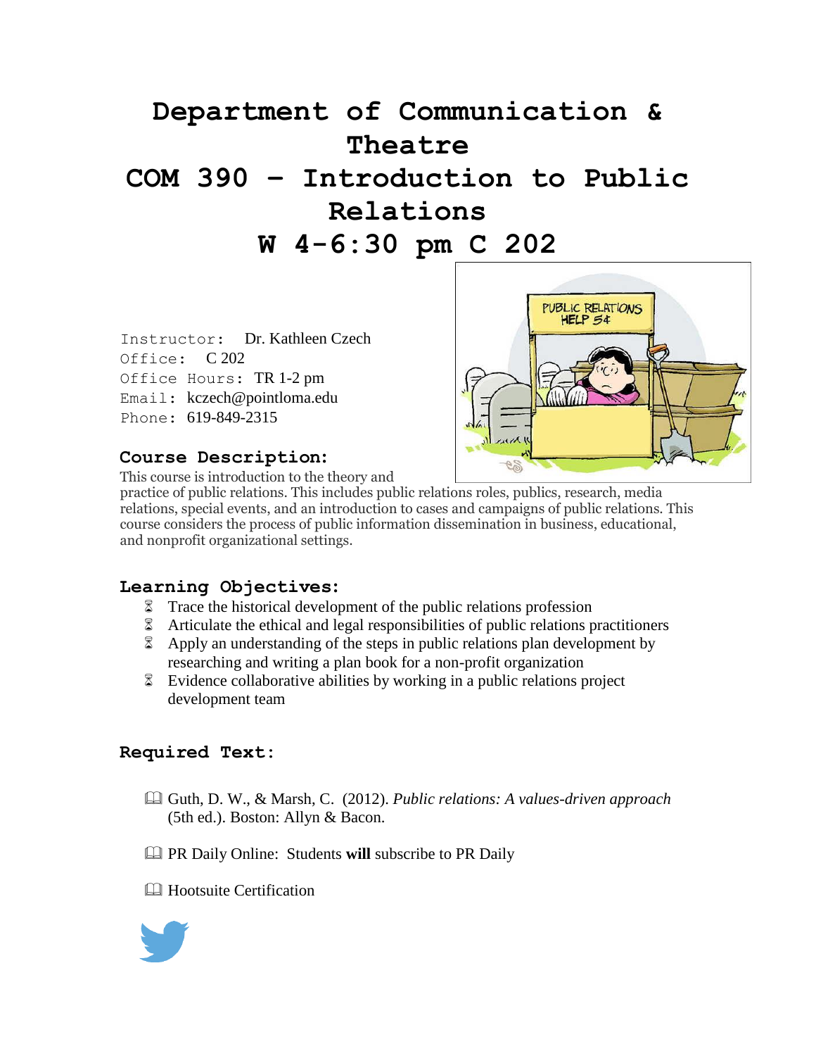# Department of Communication & Theatre

# COM 390 – Introduction to Public Relations

# W 4-6:30 pm C 202

Instructor: Dr. Kathleen Czech
Office: C 202
Office Hours: TR 1-2 pm
Email: kczech@pointloma.edu
Phone: 619-849-2315

## Course Description:

This course is introduction to the theory and practice of public relations. This includes public relations roles, publics, research, media relations, special events, and an introduction to cases and campaigns of public relations. This course considers the process of public information dissemination in business, educational, and nonprofit organizational settings.

## Learning Objectives:

- Trace the historical development of the public relations profession
- Articulate the ethical and legal responsibilities of public relations practitioners
- Apply an understanding of the steps in public relations plan development by researching and writing a plan book for a non-profit organization
- Evidence collaborative abilities by working in a public relations project development team

## Required Text:

- Guth, D. W., & Marsh, C. (2012). *Public relations: A values-driven approach* (5th ed.). Boston: Allyn & Bacon.
- PR Daily Online: Students **will** subscribe to PR Daily
- Hootsuite Certification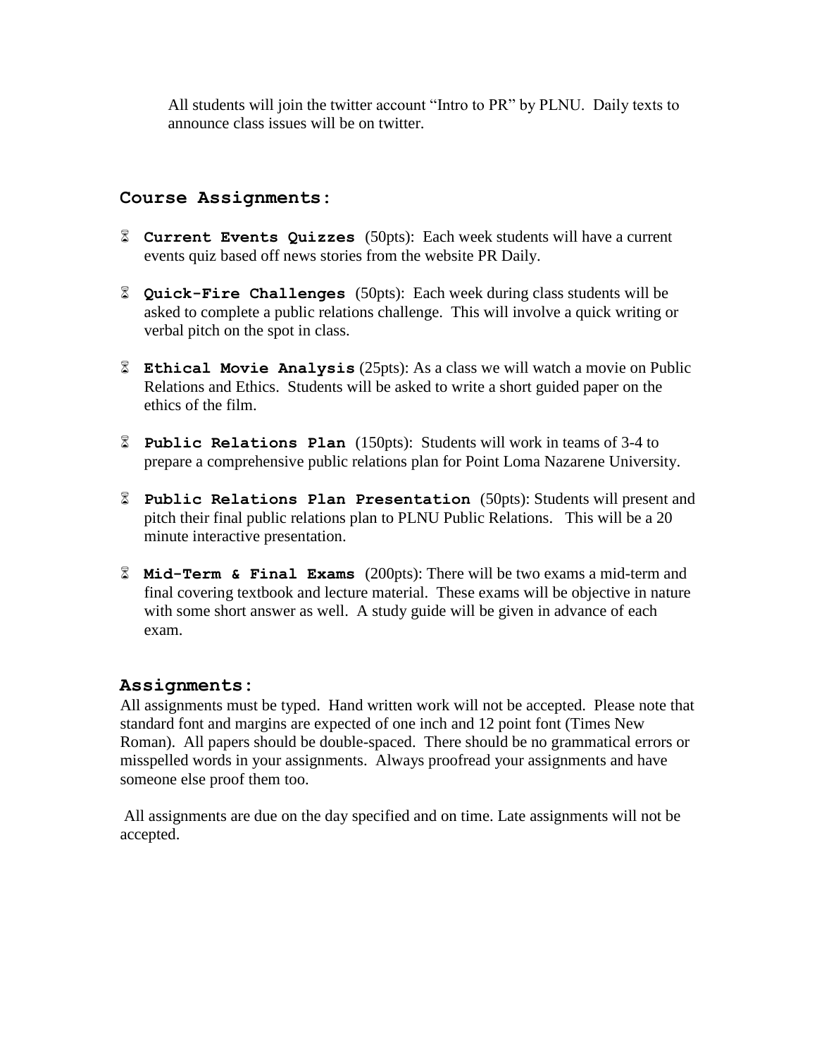All students will join the twitter account "Intro to PR" by PLNU. Daily texts to announce class issues will be on twitter.

## Course Assignments:

- **Current Events Quizzes** (50pts): Each week students will have a current events quiz based off news stories from the website PR Daily.
- **Quick-Fire Challenges** (50pts): Each week during class students will be asked to complete a public relations challenge. This will involve a quick writing or verbal pitch on the spot in class.
- **Ethical Movie Analysis** (25pts): As a class we will watch a movie on Public Relations and Ethics. Students will be asked to write a short guided paper on the ethics of the film.
- **Public Relations Plan** (150pts): Students will work in teams of 3-4 to prepare a comprehensive public relations plan for Point Loma Nazarene University.
- **Public Relations Plan Presentation** (50pts): Students will present and pitch their final public relations plan to PLNU Public Relations. This will be a 20 minute interactive presentation.
- **Mid-Term & Final Exams** (200pts): There will be two exams a mid-term and final covering textbook and lecture material. These exams will be objective in nature with some short answer as well. A study guide will be given in advance of each exam.

## Assignments:

All assignments must be typed. Hand written work will not be accepted. Please note that standard font and margins are expected of one inch and 12 point font (Times New Roman). All papers should be double-spaced. There should be no grammatical errors or misspelled words in your assignments. Always proofread your assignments and have someone else proof them too.

All assignments are due on the day specified and on time. Late assignments will not be accepted.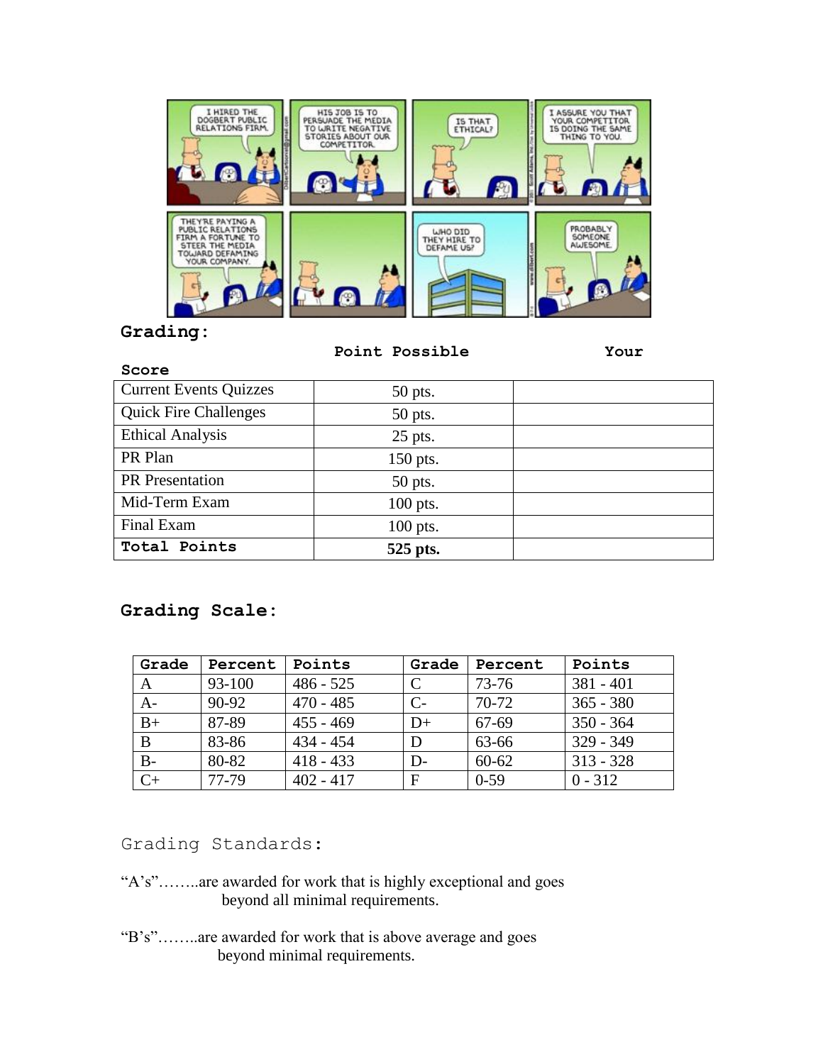## Grading:

| | Point Possible | Your Score |
|---|---|---|
| Current Events Quizzes | 50 pts. | |
| Quick Fire Challenges | 50 pts. | |
| Ethical Analysis | 25 pts. | |
| PR Plan | 150 pts. | |
| PR Presentation | 50 pts. | |
| Mid-Term Exam | 100 pts. | |
| Final Exam | 100 pts. | |
| **Total Points** | **525 pts.** | |

## Grading Scale:

| Grade | Percent | Points | Grade | Percent | Points |
|---|---|---|---|---|---|
| A | 93-100 | 486 - 525 | C | 73-76 | 381 - 401 |
| A- | 90-92 | 470 - 485 | C- | 70-72 | 365 - 380 |
| B+ | 87-89 | 455 - 469 | D+ | 67-69 | 350 - 364 |
| B | 83-86 | 434 - 454 | D | 63-66 | 329 - 349 |
| B- | 80-82 | 418 - 433 | D- | 60-62 | 313 - 328 |
| C+ | 77-79 | 402 - 417 | F | 0-59 | 0 - 312 |

## Grading Standards:

"A's"……..are awarded for work that is highly exceptional and goes beyond all minimal requirements.

"B's"……..are awarded for work that is above average and goes beyond minimal requirements.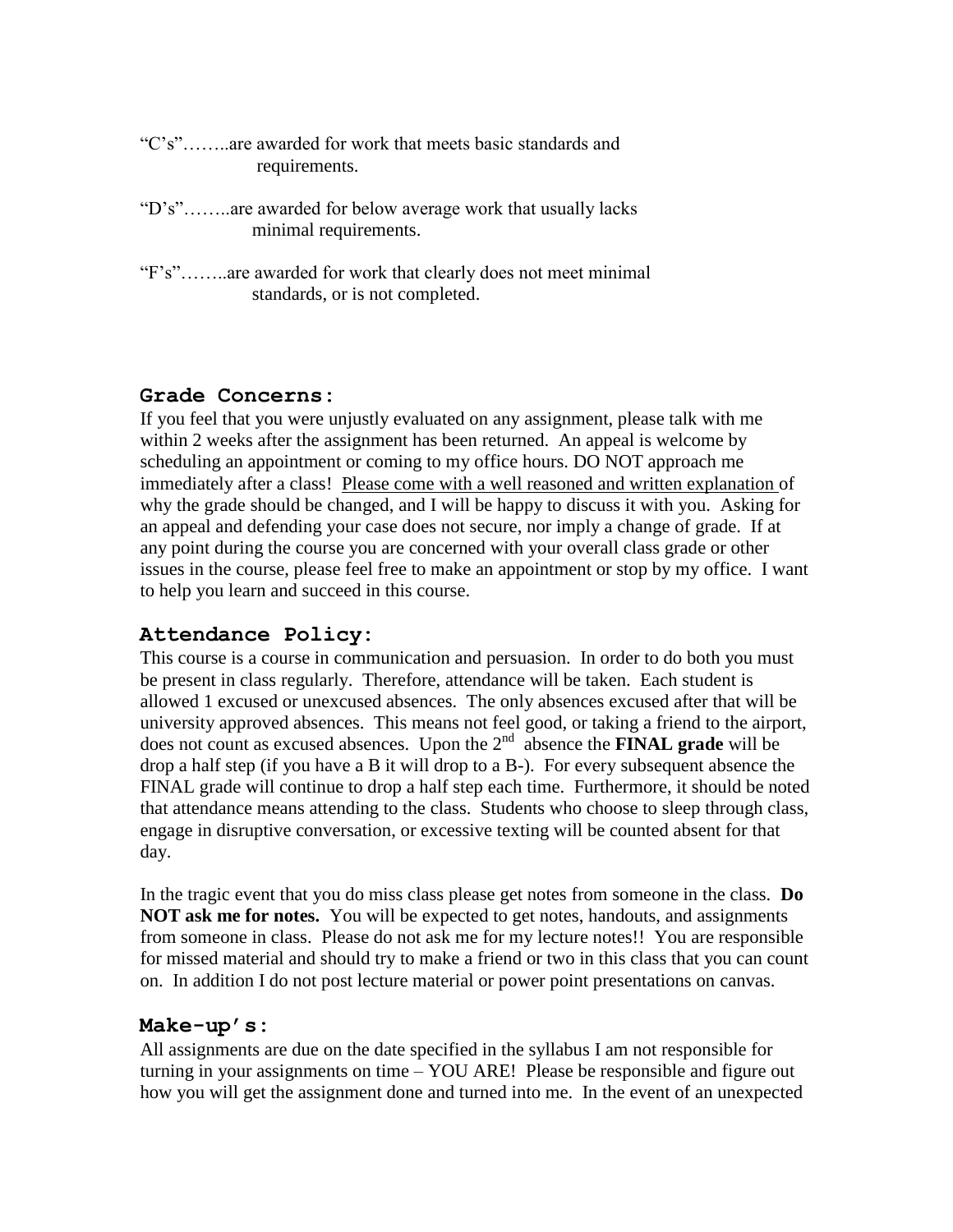"C's"……..are awarded for work that meets basic standards and requirements.

"D's"……..are awarded for below average work that usually lacks minimal requirements.

"F's"……..are awarded for work that clearly does not meet minimal standards, or is not completed.

## Grade Concerns:

If you feel that you were unjustly evaluated on any assignment, please talk with me within 2 weeks after the assignment has been returned. An appeal is welcome by scheduling an appointment or coming to my office hours. DO NOT approach me immediately after a class! <u>Please come with a well reasoned and written explanation</u> of why the grade should be changed, and I will be happy to discuss it with you. Asking for an appeal and defending your case does not secure, nor imply a change of grade. If at any point during the course you are concerned with your overall class grade or other issues in the course, please feel free to make an appointment or stop by my office. I want to help you learn and succeed in this course.

## Attendance Policy:

This course is a course in communication and persuasion. In order to do both you must be present in class regularly. Therefore, attendance will be taken. Each student is allowed 1 excused or unexcused absences. The only absences excused after that will be university approved absences. This means not feel good, or taking a friend to the airport, does not count as excused absences. Upon the 2nd absence the **FINAL grade** will be drop a half step (if you have a B it will drop to a B-). For every subsequent absence the FINAL grade will continue to drop a half step each time. Furthermore, it should be noted that attendance means attending to the class. Students who choose to sleep through class, engage in disruptive conversation, or excessive texting will be counted absent for that day.

In the tragic event that you do miss class please get notes from someone in the class. **Do NOT ask me for notes.** You will be expected to get notes, handouts, and assignments from someone in class. Please do not ask me for my lecture notes!! You are responsible for missed material and should try to make a friend or two in this class that you can count on. In addition I do not post lecture material or power point presentations on canvas.

## Make-up's:

All assignments are due on the date specified in the syllabus I am not responsible for turning in your assignments on time – YOU ARE! Please be responsible and figure out how you will get the assignment done and turned into me. In the event of an unexpected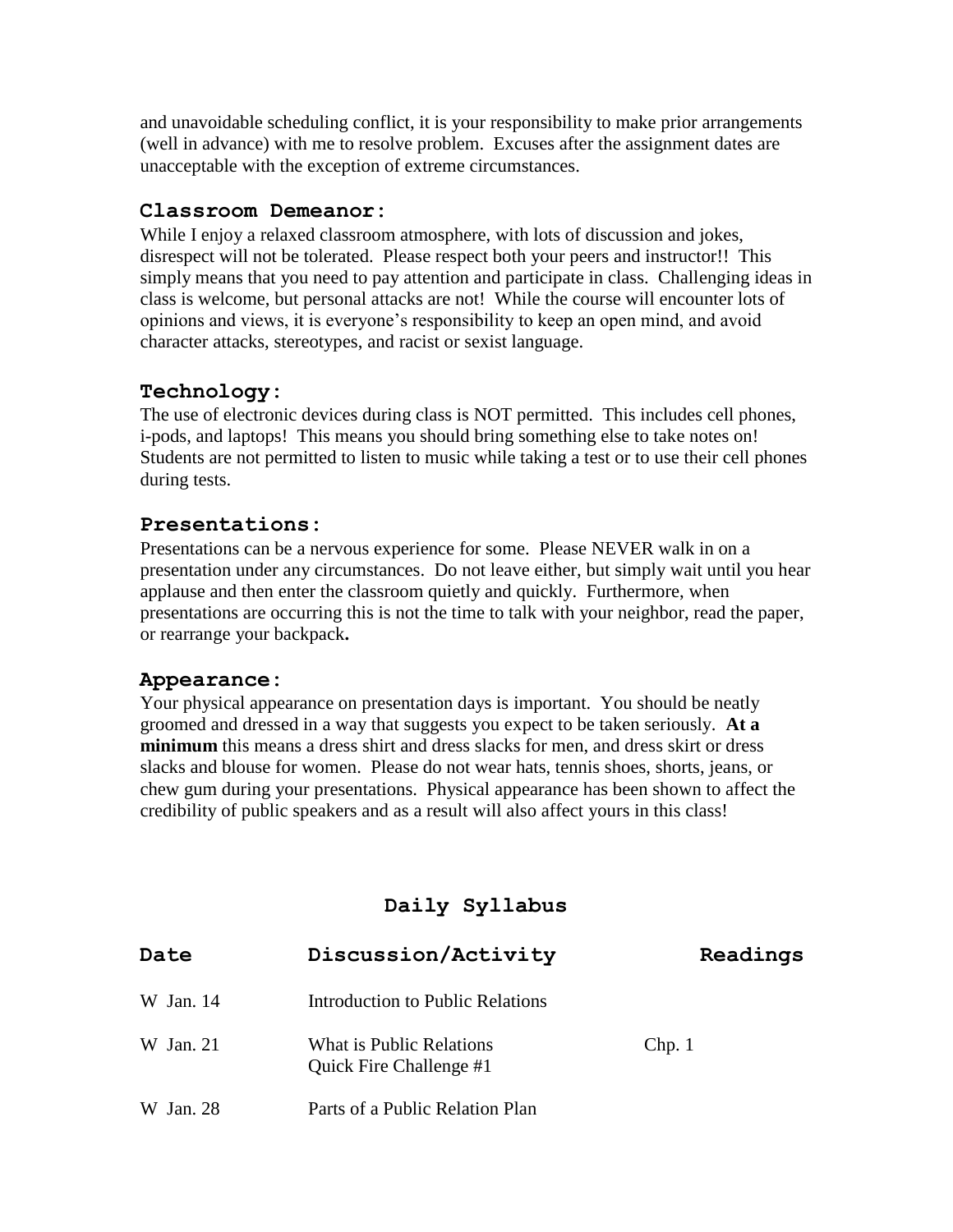and unavoidable scheduling conflict, it is your responsibility to make prior arrangements (well in advance) with me to resolve problem. Excuses after the assignment dates are unacceptable with the exception of extreme circumstances.

### Classroom Demeanor:

While I enjoy a relaxed classroom atmosphere, with lots of discussion and jokes, disrespect will not be tolerated. Please respect both your peers and instructor!! This simply means that you need to pay attention and participate in class. Challenging ideas in class is welcome, but personal attacks are not! While the course will encounter lots of opinions and views, it is everyone's responsibility to keep an open mind, and avoid character attacks, stereotypes, and racist or sexist language.

### Technology:

The use of electronic devices during class is NOT permitted. This includes cell phones, i-pods, and laptops! This means you should bring something else to take notes on! Students are not permitted to listen to music while taking a test or to use their cell phones during tests.

### Presentations:

Presentations can be a nervous experience for some. Please NEVER walk in on a presentation under any circumstances. Do not leave either, but simply wait until you hear applause and then enter the classroom quietly and quickly. Furthermore, when presentations are occurring this is not the time to talk with your neighbor, read the paper, or rearrange your backpack**.**

### Appearance:

Your physical appearance on presentation days is important. You should be neatly groomed and dressed in a way that suggests you expect to be taken seriously. **At a minimum** this means a dress shirt and dress slacks for men, and dress skirt or dress slacks and blouse for women. Please do not wear hats, tennis shoes, shorts, jeans, or chew gum during your presentations. Physical appearance has been shown to affect the credibility of public speakers and as a result will also affect yours in this class!

## Daily Syllabus

| Date | Discussion/Activity | Readings |
|---|---|---|
| W Jan. 14 | Introduction to Public Relations | |
| W Jan. 21 | What is Public Relations<br>Quick Fire Challenge #1 | Chp. 1 |
| W Jan. 28 | Parts of a Public Relation Plan | |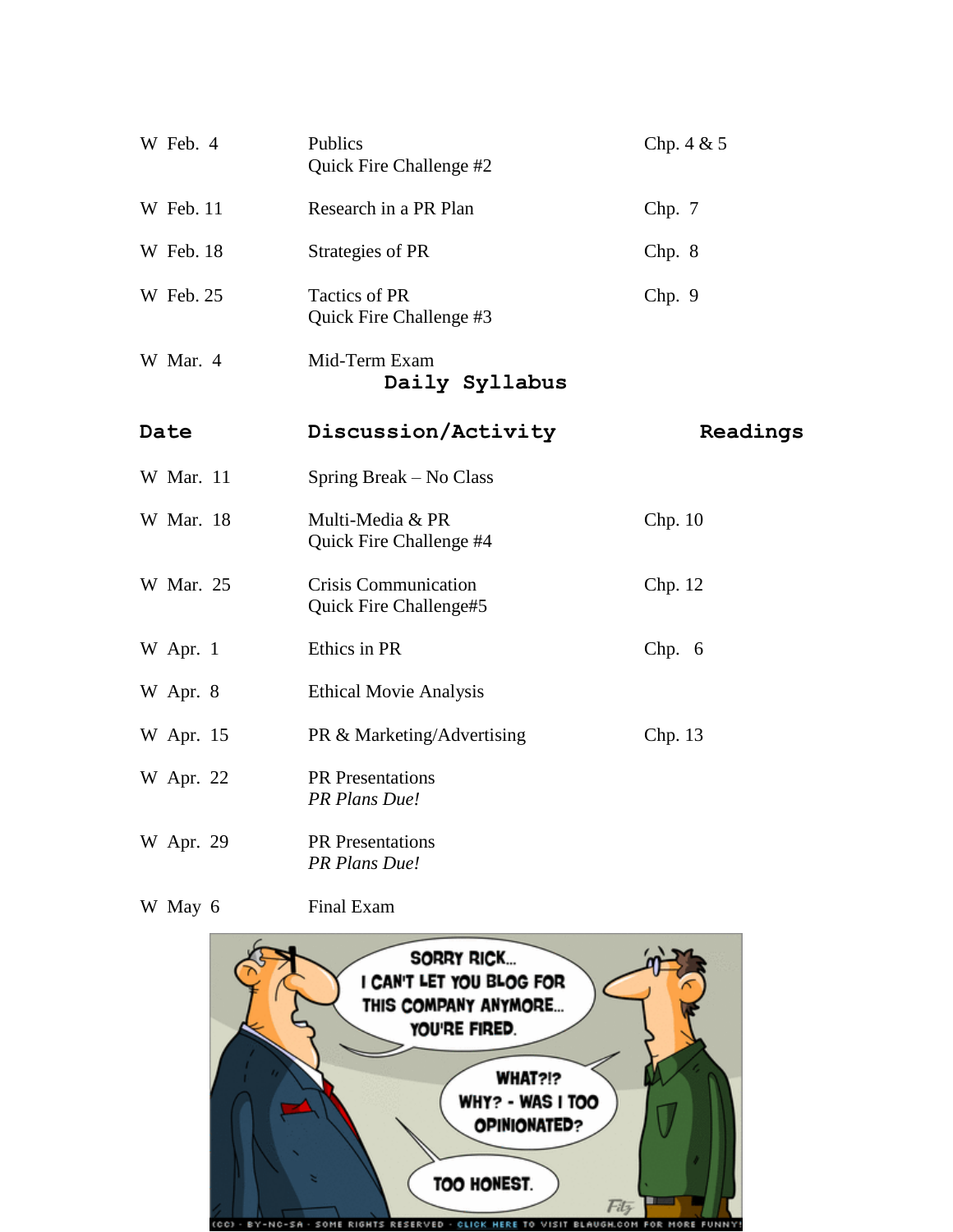| | | |
|---|---|---|
| W Feb. 4 | Publics<br>Quick Fire Challenge #2 | Chp. 4 & 5 |
| W Feb. 11 | Research in a PR Plan | Chp. 7 |
| W Feb. 18 | Strategies of PR | Chp. 8 |
| W Feb. 25 | Tactics of PR<br>Quick Fire Challenge #3 | Chp. 9 |
| W Mar. 4 | Mid-Term Exam | |

## Daily Syllabus

| Date | Discussion/Activity | Readings |
|---|---|---|
| W Mar. 11 | Spring Break – No Class | |
| W Mar. 18 | Multi-Media & PR<br>Quick Fire Challenge #4 | Chp. 10 |
| W Mar. 25 | Crisis Communication<br>Quick Fire Challenge#5 | Chp. 12 |
| W Apr. 1 | Ethics in PR | Chp. 6 |
| W Apr. 8 | Ethical Movie Analysis | |
| W Apr. 15 | PR & Marketing/Advertising | Chp. 13 |
| W Apr. 22 | PR Presentations<br>*PR Plans Due!* | |
| W Apr. 29 | PR Presentations<br>*PR Plans Due!* | |
| W May 6 | Final Exam | |